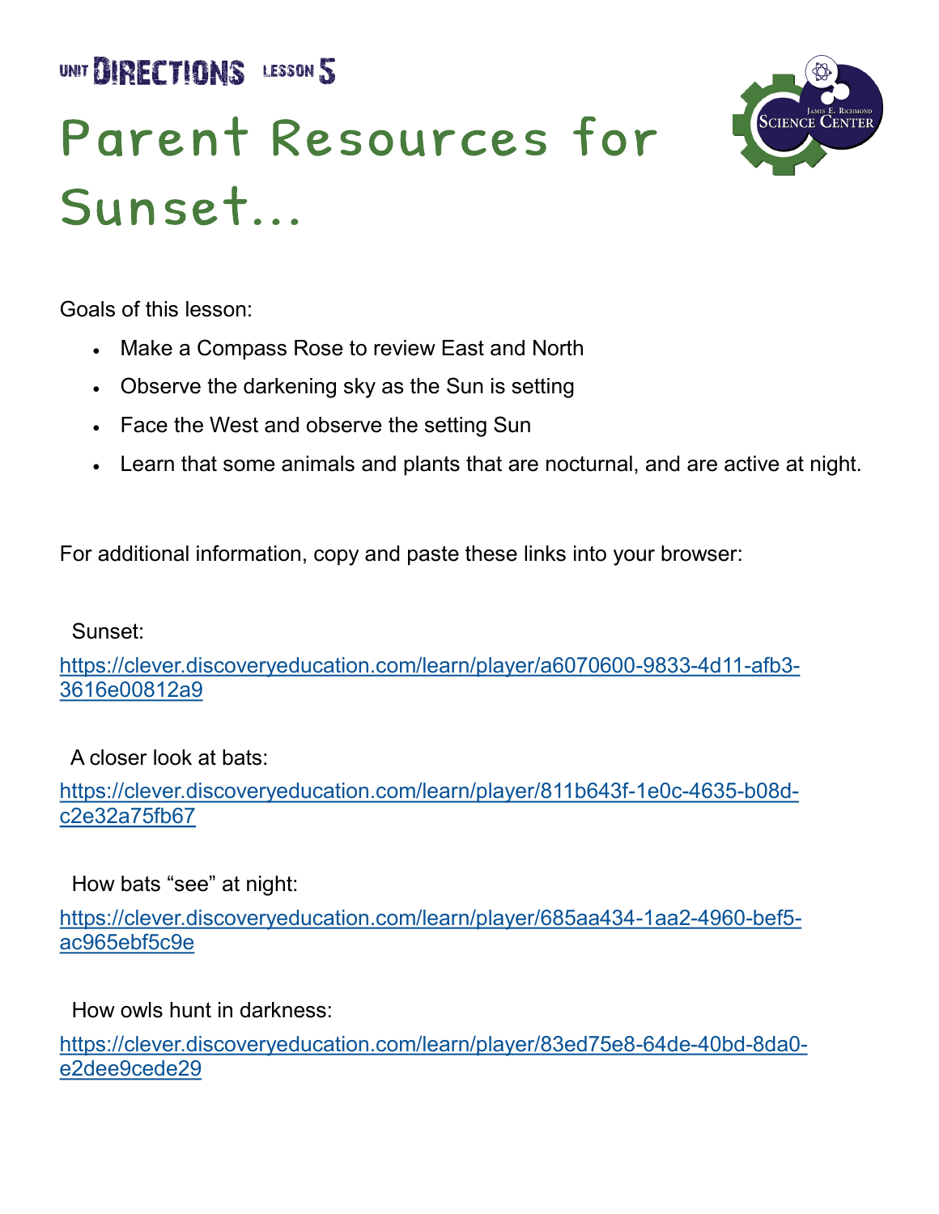UNIT DIRECTIONS LESSON 5

# Parent Resources for Sunset...

James E. Richmond Science Center

Goals of this lesson:

- Make a Compass Rose to review East and North
- Observe the darkening sky as the Sun is setting
- Face the West and observe the setting Sun
- Learn that some animals and plants that are nocturnal, and are active at night.

For additional information, copy and paste these links into your browser:

Sunset:
https://clever.discoveryeducation.com/learn/player/a6070600-9833-4d11-afb3-3616e00812a9

A closer look at bats:
https://clever.discoveryeducation.com/learn/player/811b643f-1e0c-4635-b08d-c2e32a75fb67

How bats "see" at night:
https://clever.discoveryeducation.com/learn/player/685aa434-1aa2-4960-bef5-ac965ebf5c9e

How owls hunt in darkness:
https://clever.discoveryeducation.com/learn/player/83ed75e8-64de-40bd-8da0-e2dee9cede29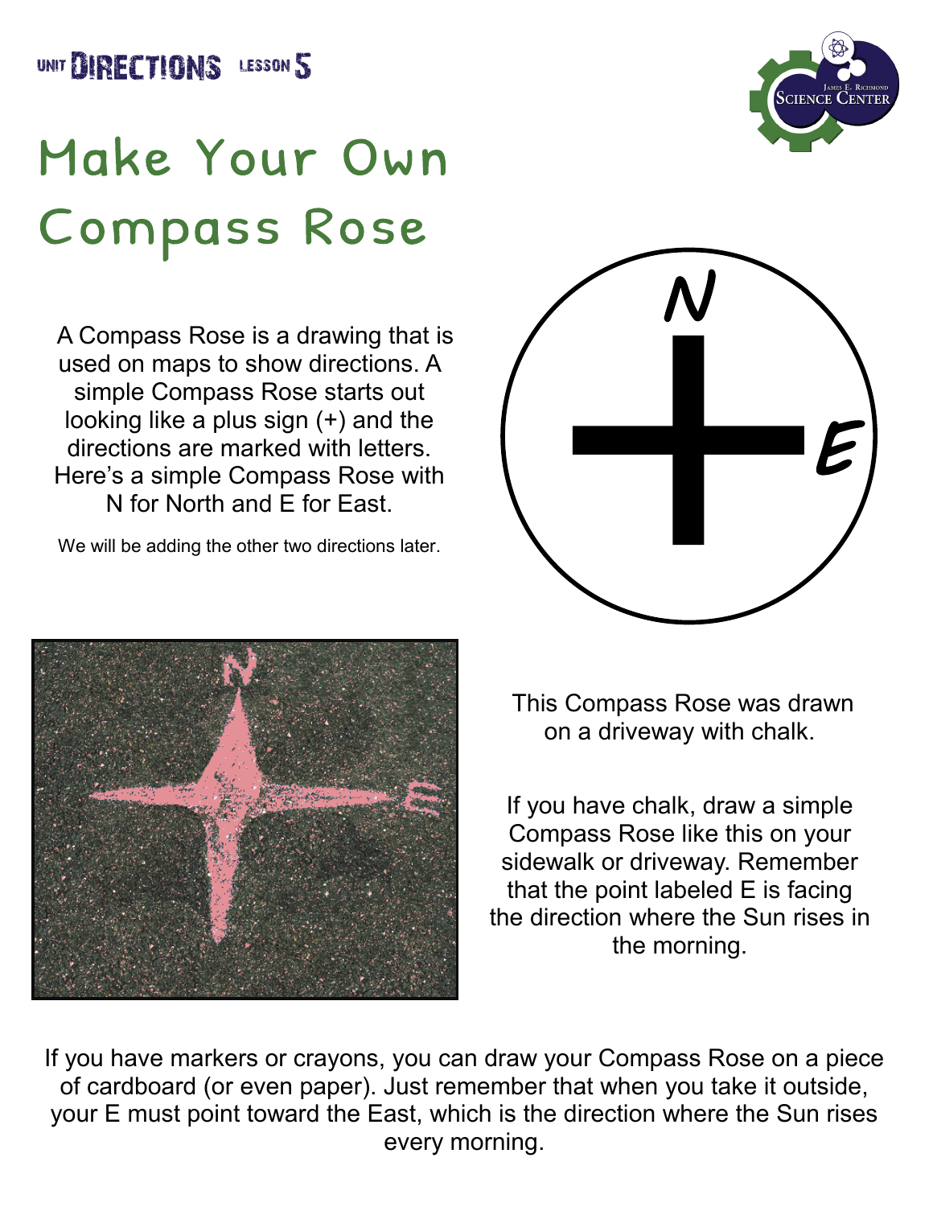UNIT DIRECTIONS LESSON 5

# Make Your Own Compass Rose

A Compass Rose is a drawing that is used on maps to show directions. A simple Compass Rose starts out looking like a plus sign (+) and the directions are marked with letters. Here's a simple Compass Rose with N for North and E for East.

We will be adding the other two directions later.

This Compass Rose was drawn on a driveway with chalk.

If you have chalk, draw a simple Compass Rose like this on your sidewalk or driveway. Remember that the point labeled E is facing the direction where the Sun rises in the morning.

If you have markers or crayons, you can draw your Compass Rose on a piece of cardboard (or even paper). Just remember that when you take it outside, your E must point toward the East, which is the direction where the Sun rises every morning.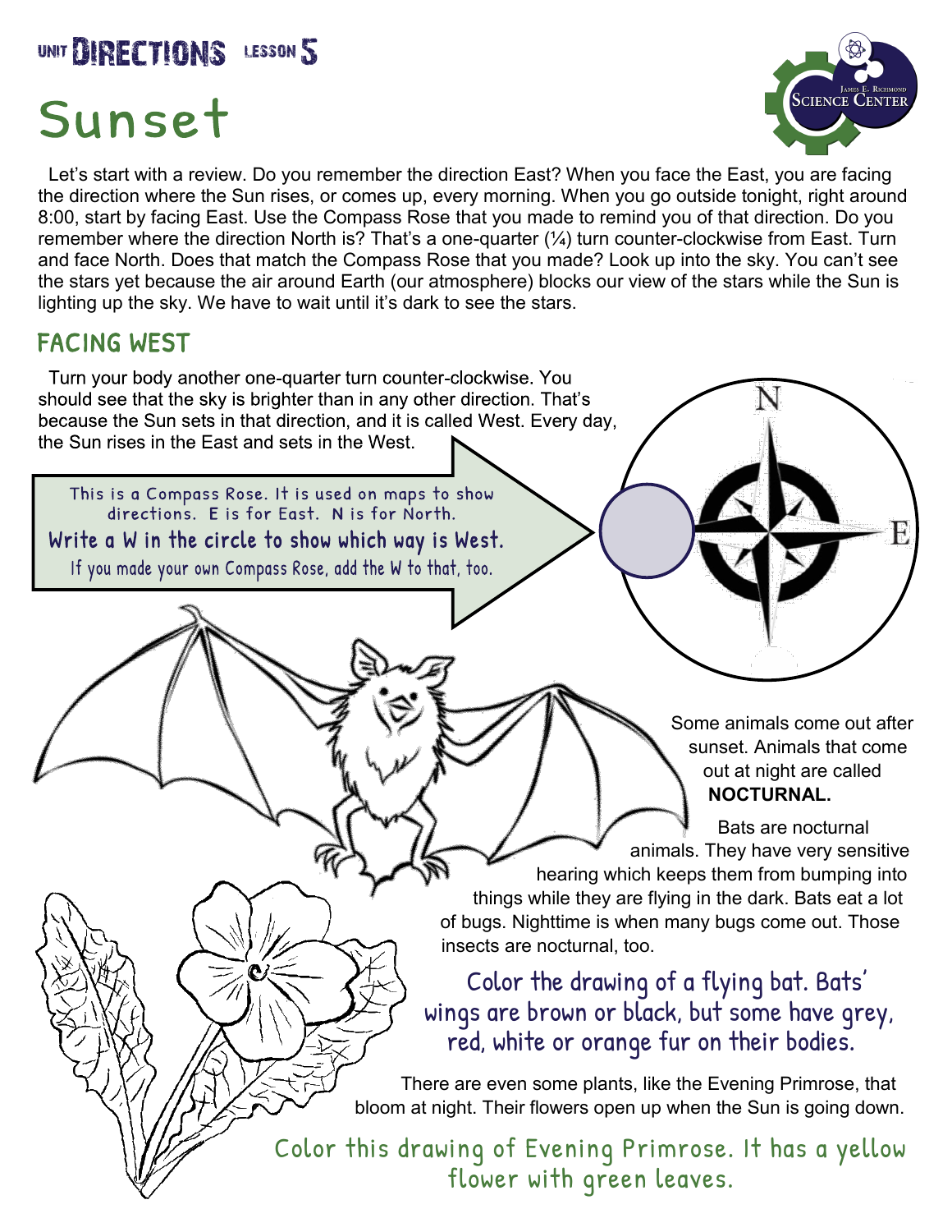UNIT **DIRECTIONS** LESSON **5**

# Sunset

Let's start with a review. Do you remember the direction East? When you face the East, you are facing the direction where the Sun rises, or comes up, every morning. When you go outside tonight, right around 8:00, start by facing East. Use the Compass Rose that you made to remind you of that direction. Do you remember where the direction North is? That's a one-quarter (¼) turn counter-clockwise from East. Turn and face North. Does that match the Compass Rose that you made? Look up into the sky. You can't see the stars yet because the air around Earth (our atmosphere) blocks our view of the stars while the Sun is lighting up the sky. We have to wait until it's dark to see the stars.

## FACING WEST

Turn your body another one-quarter turn counter-clockwise. You should see that the sky is brighter than in any other direction. That's because the Sun sets in that direction, and it is called West. Every day, the Sun rises in the East and sets in the West.

This is a Compass Rose. It is used on maps to show directions. E is for East. N is for North.

**Write a W in the circle to show which way is West.**

If you made your own Compass Rose, add the W to that, too.

N

E

Some animals come out after sunset. Animals that come out at night are called **NOCTURNAL.**

Bats are nocturnal animals. They have very sensitive hearing which keeps them from bumping into things while they are flying in the dark. Bats eat a lot of bugs. Nighttime is when many bugs come out. Those insects are nocturnal, too.

Color the drawing of a flying bat. Bats' wings are brown or black, but some have grey, red, white or orange fur on their bodies.

There are even some plants, like the Evening Primrose, that bloom at night. Their flowers open up when the Sun is going down.

Color this drawing of Evening Primrose. It has a yellow flower with green leaves.